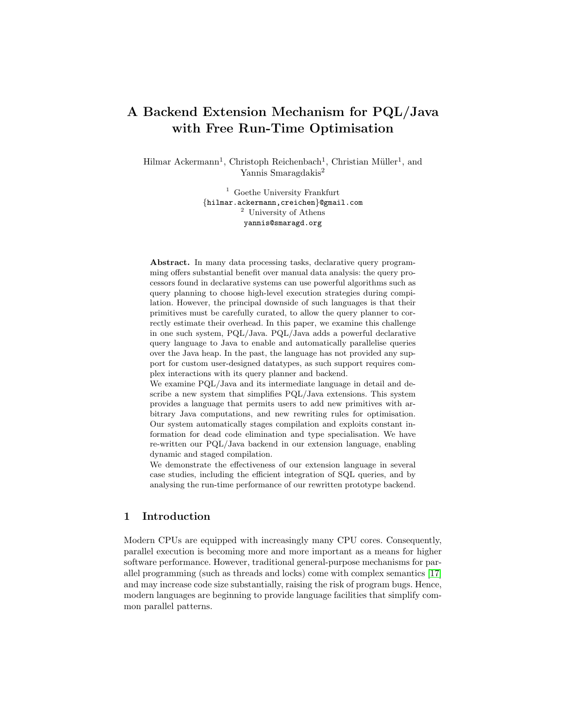# A Backend Extension Mechanism for PQL/Java with Free Run-Time Optimisation

Hilmar Ackermann[1], Christoph Reichenbach[1], Christian Müller[1], and Yannis Smaragdakis[2]

[1] Goethe University Frankfurt
{hilmar.ackermann,creichen}@gmail.com
[2] University of Athens
yannis@smaragd.org

**Abstract.** In many data processing tasks, declarative query programming offers substantial benefit over manual data analysis: the query processors found in declarative systems can use powerful algorithms such as query planning to choose high-level execution strategies during compilation. However, the principal downside of such languages is that their primitives must be carefully curated, to allow the query planner to correctly estimate their overhead. In this paper, we examine this challenge in one such system, PQL/Java. PQL/Java adds a powerful declarative query language to Java to enable and automatically parallelise queries over the Java heap. In the past, the language has not provided any support for custom user-designed datatypes, as such support requires complex interactions with its query planner and backend.

We examine PQL/Java and its intermediate language in detail and describe a new system that simplifies PQL/Java extensions. This system provides a language that permits users to add new primitives with arbitrary Java computations, and new rewriting rules for optimisation. Our system automatically stages compilation and exploits constant information for dead code elimination and type specialisation. We have re-written our PQL/Java backend in our extension language, enabling dynamic and staged compilation.

We demonstrate the effectiveness of our extension language in several case studies, including the efficient integration of SQL queries, and by analysing the run-time performance of our rewritten prototype backend.

## 1 Introduction

Modern CPUs are equipped with increasingly many CPU cores. Consequently, parallel execution is becoming more and more important as a means for higher software performance. However, traditional general-purpose mechanisms for parallel programming (such as threads and locks) come with complex semantics [17] and may increase code size substantially, raising the risk of program bugs. Hence, modern languages are beginning to provide language facilities that simplify common parallel patterns.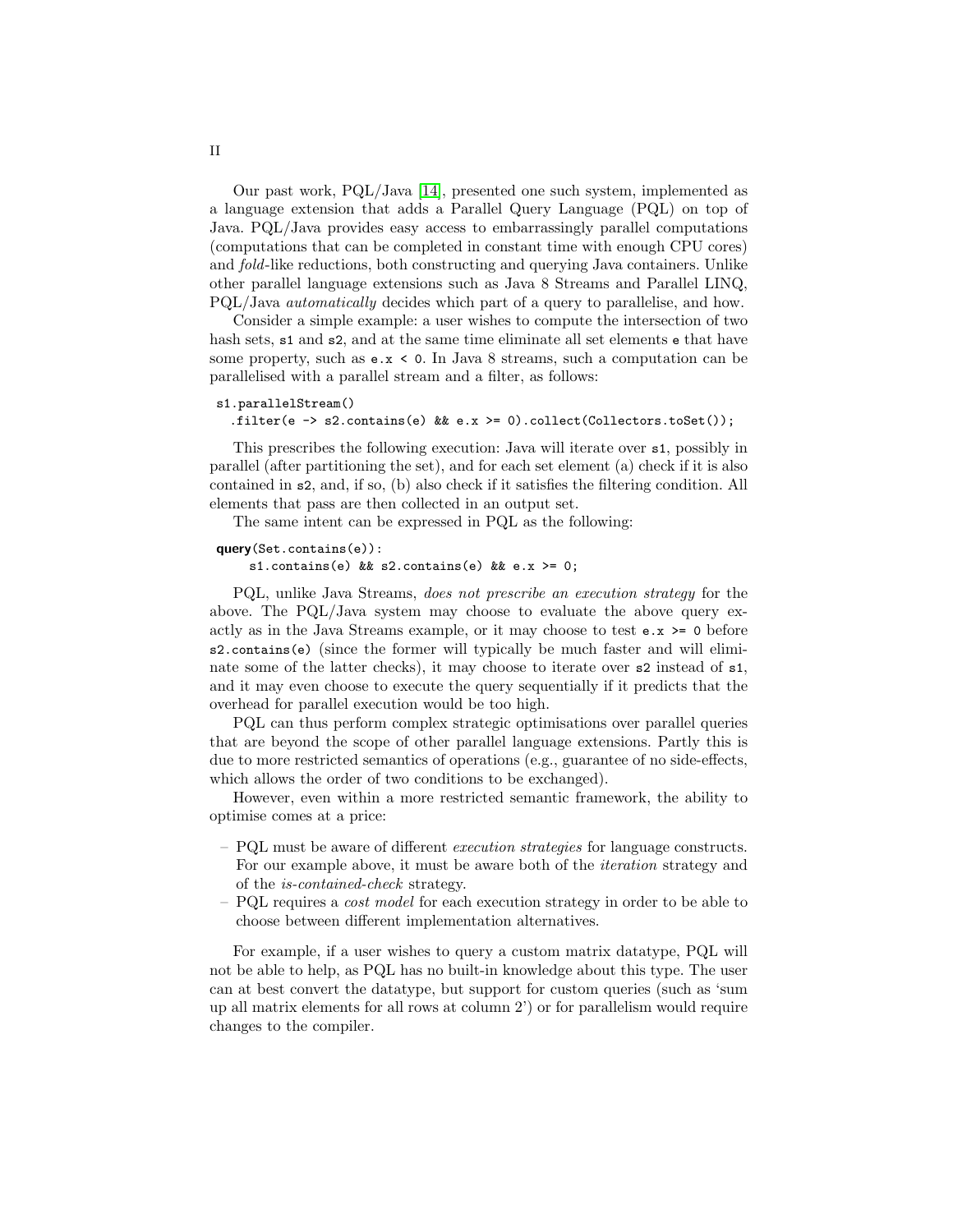Our past work, PQL/Java [14], presented one such system, implemented as a language extension that adds a Parallel Query Language (PQL) on top of Java. PQL/Java provides easy access to embarrassingly parallel computations (computations that can be completed in constant time with enough CPU cores) and *fold*-like reductions, both constructing and querying Java containers. Unlike other parallel language extensions such as Java 8 Streams and Parallel LINQ, PQL/Java *automatically* decides which part of a query to parallelise, and how.

Consider a simple example: a user wishes to compute the intersection of two hash sets, `s1` and `s2`, and at the same time eliminate all set elements `e` that have some property, such as `e.x < 0`. In Java 8 streams, such a computation can be parallelised with a parallel stream and a filter, as follows:

```
s1.parallelStream()
  .filter(e -> s2.contains(e) && e.x >= 0).collect(Collectors.toSet());
```

This prescribes the following execution: Java will iterate over `s1`, possibly in parallel (after partitioning the set), and for each set element (a) check if it is also contained in `s2`, and, if so, (b) also check if it satisfies the filtering condition. All elements that pass are then collected in an output set.

The same intent can be expressed in PQL as the following:

```
query(Set.contains(e)):
    s1.contains(e) && s2.contains(e) && e.x >= 0;
```

PQL, unlike Java Streams, *does not prescribe an execution strategy* for the above. The PQL/Java system may choose to evaluate the above query exactly as in the Java Streams example, or it may choose to test `e.x >= 0` before `s2.contains(e)` (since the former will typically be much faster and will eliminate some of the latter checks), it may choose to iterate over `s2` instead of `s1`, and it may even choose to execute the query sequentially if it predicts that the overhead for parallel execution would be too high.

PQL can thus perform complex strategic optimisations over parallel queries that are beyond the scope of other parallel language extensions. Partly this is due to more restricted semantics of operations (e.g., guarantee of no side-effects, which allows the order of two conditions to be exchanged).

However, even within a more restricted semantic framework, the ability to optimise comes at a price:

- PQL must be aware of different *execution strategies* for language constructs. For our example above, it must be aware both of the *iteration* strategy and of the *is-contained-check* strategy.
- PQL requires a *cost model* for each execution strategy in order to be able to choose between different implementation alternatives.

For example, if a user wishes to query a custom matrix datatype, PQL will not be able to help, as PQL has no built-in knowledge about this type. The user can at best convert the datatype, but support for custom queries (such as 'sum up all matrix elements for all rows at column 2') or for parallelism would require changes to the compiler.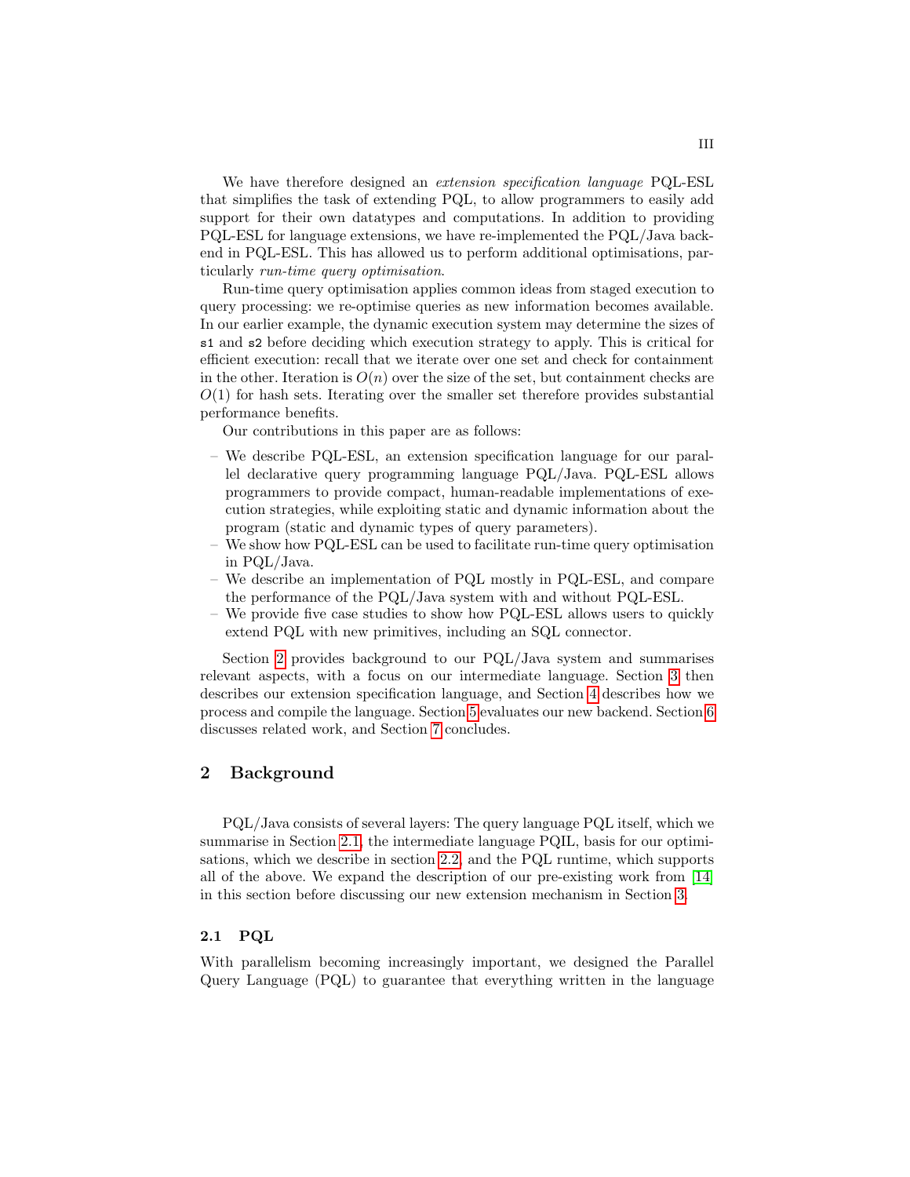We have therefore designed an *extension specification language* PQL-ESL that simplifies the task of extending PQL, to allow programmers to easily add support for their own datatypes and computations. In addition to providing PQL-ESL for language extensions, we have re-implemented the PQL/Java backend in PQL-ESL. This has allowed us to perform additional optimisations, particularly *run-time query optimisation*.

Run-time query optimisation applies common ideas from staged execution to query processing: we re-optimise queries as new information becomes available. In our earlier example, the dynamic execution system may determine the sizes of `s1` and `s2` before deciding which execution strategy to apply. This is critical for efficient execution: recall that we iterate over one set and check for containment in the other. Iteration is $O(n)$ over the size of the set, but containment checks are $O(1)$ for hash sets. Iterating over the smaller set therefore provides substantial performance benefits.

Our contributions in this paper are as follows:

- We describe PQL-ESL, an extension specification language for our parallel declarative query programming language PQL/Java. PQL-ESL allows programmers to provide compact, human-readable implementations of execution strategies, while exploiting static and dynamic information about the program (static and dynamic types of query parameters).
- We show how PQL-ESL can be used to facilitate run-time query optimisation in PQL/Java.
- We describe an implementation of PQL mostly in PQL-ESL, and compare the performance of the PQL/Java system with and without PQL-ESL.
- We provide five case studies to show how PQL-ESL allows users to quickly extend PQL with new primitives, including an SQL connector.

Section 2 provides background to our PQL/Java system and summarises relevant aspects, with a focus on our intermediate language. Section 3 then describes our extension specification language, and Section 4 describes how we process and compile the language. Section 5 evaluates our new backend. Section 6 discusses related work, and Section 7 concludes.

## 2 Background

PQL/Java consists of several layers: The query language PQL itself, which we summarise in Section 2.1, the intermediate language PQIL, basis for our optimisations, which we describe in section 2.2, and the PQL runtime, which supports all of the above. We expand the description of our pre-existing work from [14] in this section before discussing our new extension mechanism in Section 3.

### 2.1 PQL

With parallelism becoming increasingly important, we designed the Parallel Query Language (PQL) to guarantee that everything written in the language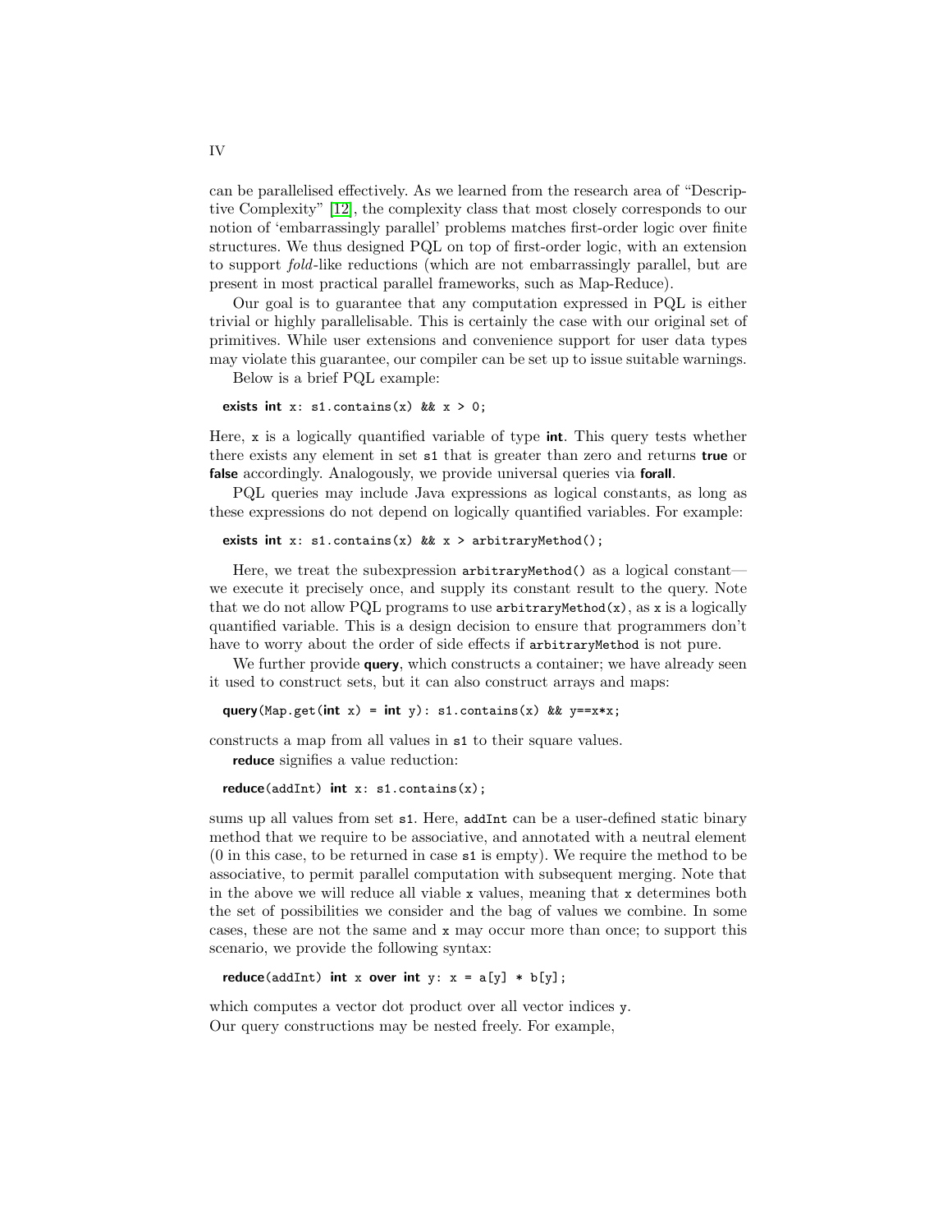can be parallelised effectively. As we learned from the research area of "Descriptive Complexity" [12], the complexity class that most closely corresponds to our notion of 'embarrassingly parallel' problems matches first-order logic over finite structures. We thus designed PQL on top of first-order logic, with an extension to support *fold*-like reductions (which are not embarrassingly parallel, but are present in most practical parallel frameworks, such as Map-Reduce).

Our goal is to guarantee that any computation expressed in PQL is either trivial or highly parallelisable. This is certainly the case with our original set of primitives. While user extensions and convenience support for user data types may violate this guarantee, our compiler can be set up to issue suitable warnings.

Below is a brief PQL example:

```
exists int x: s1.contains(x) && x > 0;
```

Here, `x` is a logically quantified variable of type **int**. This query tests whether there exists any element in set `s1` that is greater than zero and returns **true** or **false** accordingly. Analogously, we provide universal queries via **forall**.

PQL queries may include Java expressions as logical constants, as long as these expressions do not depend on logically quantified variables. For example:

```
exists int x: s1.contains(x) && x > arbitraryMethod();
```

Here, we treat the subexpression `arbitraryMethod()` as a logical constant—we execute it precisely once, and supply its constant result to the query. Note that we do not allow PQL programs to use `arbitraryMethod(x)`, as `x` is a logically quantified variable. This is a design decision to ensure that programmers don't have to worry about the order of side effects if `arbitraryMethod` is not pure.

We further provide **query**, which constructs a container; we have already seen it used to construct sets, but it can also construct arrays and maps:

```
query(Map.get(int x) = int y): s1.contains(x) && y==x*x;
```

constructs a map from all values in `s1` to their square values.

**reduce** signifies a value reduction:

```
reduce(addInt) int x: s1.contains(x);
```

sums up all values from set `s1`. Here, `addInt` can be a user-defined static binary method that we require to be associative, and annotated with a neutral element (0 in this case, to be returned in case `s1` is empty). We require the method to be associative, to permit parallel computation with subsequent merging. Note that in the above we will reduce all viable `x` values, meaning that `x` determines both the set of possibilities we consider and the bag of values we combine. In some cases, these are not the same and `x` may occur more than once; to support this scenario, we provide the following syntax:

```
reduce(addInt) int x over int y: x = a[y] * b[y];
```

which computes a vector dot product over all vector indices `y`.
Our query constructions may be nested freely. For example,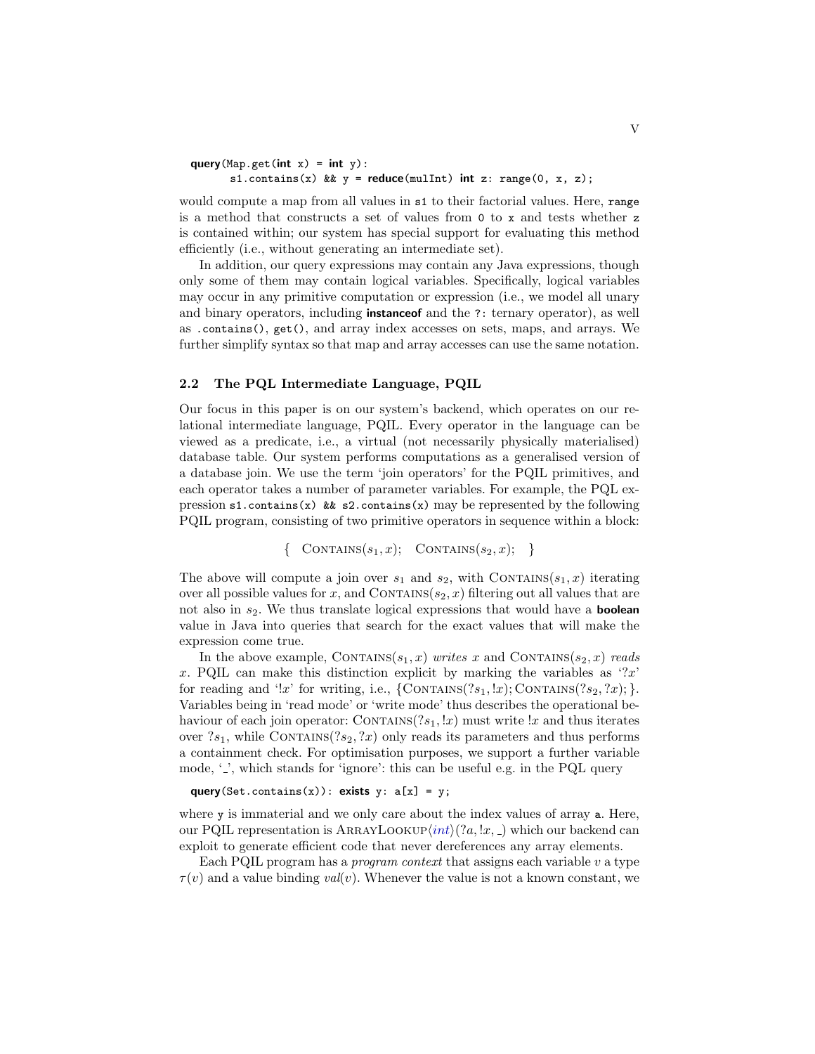```
query(Map.get(int x) = int y):
      s1.contains(x) && y = reduce(mulInt) int z: range(0, x, z);
```

would compute a map from all values in `s1` to their factorial values. Here, `range` is a method that constructs a set of values from `0` to `x` and tests whether `z` is contained within; our system has special support for evaluating this method efficiently (i.e., without generating an intermediate set).

In addition, our query expressions may contain any Java expressions, though only some of them may contain logical variables. Specifically, logical variables may occur in any primitive computation or expression (i.e., we model all unary and binary operators, including **instanceof** and the `?:` ternary operator), as well as `.contains()`, `get()`, and array index accesses on sets, maps, and arrays. We further simplify syntax so that map and array accesses can use the same notation.

### 2.2 The PQL Intermediate Language, PQIL

Our focus in this paper is on our system's backend, which operates on our relational intermediate language, PQIL. Every operator in the language can be viewed as a predicate, i.e., a virtual (not necessarily physically materialised) database table. Our system performs computations as a generalised version of a database join. We use the term 'join operators' for the PQIL primitives, and each operator takes a number of parameter variables. For example, the PQL expression `s1.contains(x) && s2.contains(x)` may be represented by the following PQIL program, consisting of two primitive operators in sequence within a block:

$$\{\quad \textsc{Contains}(s_1, x);\quad \textsc{Contains}(s_2, x);\quad \}$$

The above will compute a join over $s_1$ and $s_2$, with $\textsc{Contains}(s_1, x)$ iterating over all possible values for $x$, and $\textsc{Contains}(s_2, x)$ filtering out all values that are not also in $s_2$. We thus translate logical expressions that would have a **boolean** value in Java into queries that search for the exact values that will make the expression come true.

In the above example, $\textsc{Contains}(s_1, x)$ *writes* $x$ and $\textsc{Contains}(s_2, x)$ *reads* $x$. PQIL can make this distinction explicit by marking the variables as '$?x$' for reading and '$!x$' for writing, i.e., $\{\textsc{Contains}(?s_1, !x); \textsc{Contains}(?s_2, ?x);\}$. Variables being in 'read mode' or 'write mode' thus describes the operational behaviour of each join operator: $\textsc{Contains}(?s_1, !x)$ must write $!x$ and thus iterates over $?s_1$, while $\textsc{Contains}(?s_2, ?x)$ only reads its parameters and thus performs a containment check. For optimisation purposes, we support a further variable mode, '_', which stands for 'ignore': this can be useful e.g. in the PQL query

```
query(Set.contains(x)): exists y: a[x] = y;
```

where `y` is immaterial and we only care about the index values of array `a`. Here, our PQIL representation is $\textsc{ArrayLookup}\langle \mathit{int} \rangle(?a, !x, \_)$ which our backend can exploit to generate efficient code that never dereferences any array elements.

Each PQIL program has a *program context* that assigns each variable $v$ a type $\tau(v)$ and a value binding $\mathit{val}(v)$. Whenever the value is not a known constant, we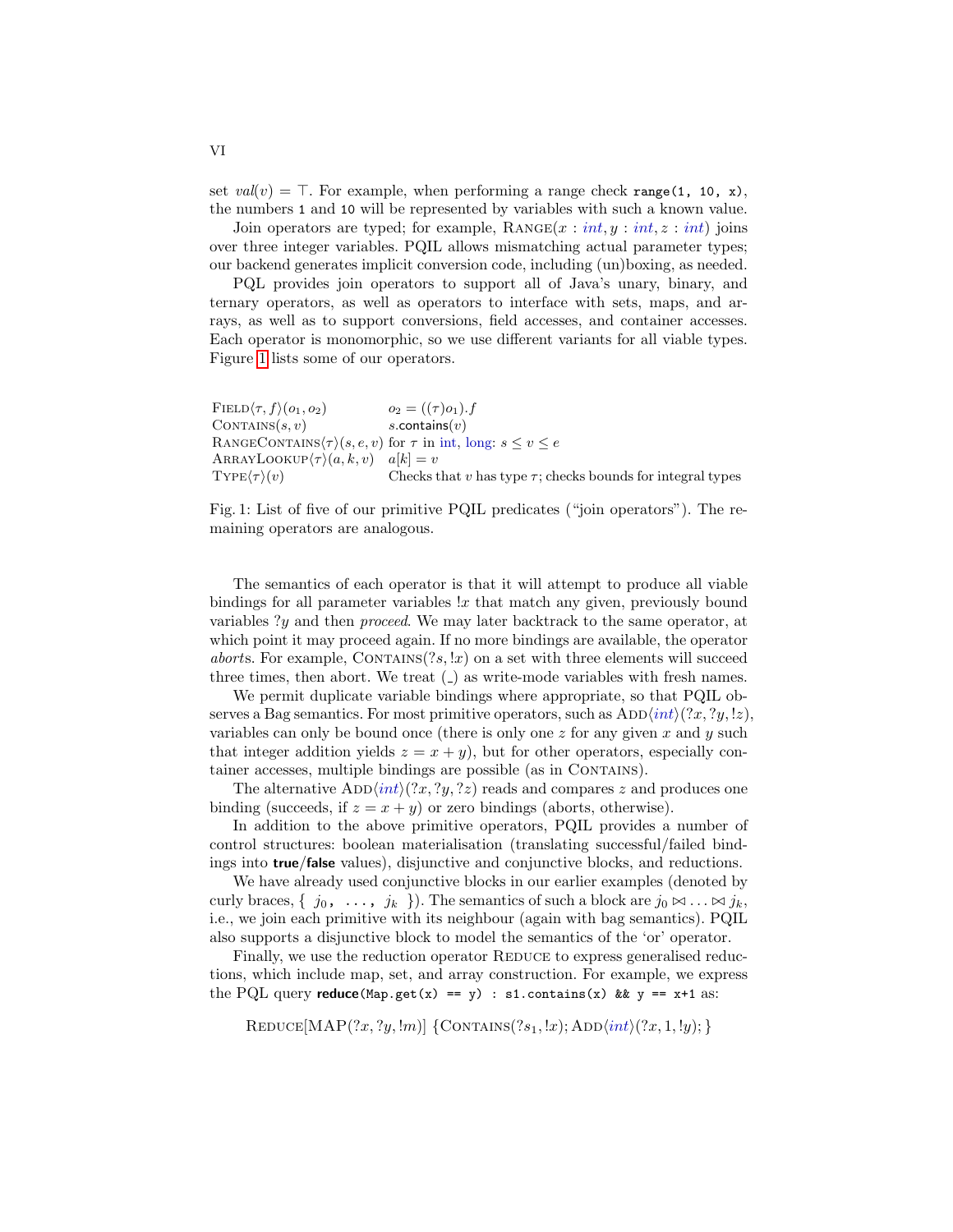set $val(v) = \top$. For example, when performing a range check `range(1, 10, x)`, the numbers `1` and `10` will be represented by variables with such a known value.

Join operators are typed; for example, $\textsc{Range}(x : \mathit{int}, y : \mathit{int}, z : \mathit{int})$ joins over three integer variables. PQIL allows mismatching actual parameter types; our backend generates implicit conversion code, including (un)boxing, as needed.

PQL provides join operators to support all of Java's unary, binary, and ternary operators, as well as operators to interface with sets, maps, and arrays, as well as to support conversions, field accesses, and container accesses. Each operator is monomorphic, so we use different variants for all viable types. Figure 1 lists some of our operators.

| | |
|---|---|
| $\textsc{Field}\langle\tau, f\rangle(o_1, o_2)$ | $o_2 = ((\tau)o_1).f$ |
| $\textsc{Contains}(s, v)$ | $s.\mathsf{contains}(v)$ |
| $\textsc{RangeContains}\langle\tau\rangle(s, e, v)$ | for $\tau$ in int, long: $s \le v \le e$ |
| $\textsc{ArrayLookup}\langle\tau\rangle(a, k, v)$ | $a[k] = v$ |
| $\textsc{Type}\langle\tau\rangle(v)$ | Checks that $v$ has type $\tau$; checks bounds for integral types |

Fig. 1: List of five of our primitive PQIL predicates ("join operators"). The remaining operators are analogous.

The semantics of each operator is that it will attempt to produce all viable bindings for all parameter variables $!x$ that match any given, previously bound variables $?y$ and then *proceed*. We may later backtrack to the same operator, at which point it may proceed again. If no more bindings are available, the operator *abort*s. For example, $\textsc{Contains}(?s, !x)$ on a set with three elements will succeed three times, then abort. We treat ($\_$) as write-mode variables with fresh names.

We permit duplicate variable bindings where appropriate, so that PQIL observes a Bag semantics. For most primitive operators, such as $\textsc{Add}\langle\mathit{int}\rangle(?x, ?y, !z)$, variables can only be bound once (there is only one $z$ for any given $x$ and $y$ such that integer addition yields $z = x + y$), but for other operators, especially container accesses, multiple bindings are possible (as in $\textsc{Contains}$).

The alternative $\textsc{Add}\langle\mathit{int}\rangle(?x, ?y, ?z)$ reads and compares $z$ and produces one binding (succeeds, if $z = x + y$) or zero bindings (aborts, otherwise).

In addition to the above primitive operators, PQIL provides a number of control structures: boolean materialisation (translating successful/failed bindings into **true**/**false** values), disjunctive and conjunctive blocks, and reductions.

We have already used conjunctive blocks in our earlier examples (denoted by curly braces, $\{\ j_0,\ \ldots,\ j_k\ \}$). The semantics of such a block are $j_0 \bowtie \ldots \bowtie j_k$, i.e., we join each primitive with its neighbour (again with bag semantics). PQIL also supports a disjunctive block to model the semantics of the 'or' operator.

Finally, we use the reduction operator $\textsc{Reduce}$ to express generalised reductions, which include map, set, and array construction. For example, we express the PQL query `reduce(Map.get(x) == y) : s1.contains(x) && y == x+1` as:

$$\textsc{Reduce}[\mathrm{MAP}(?x, ?y, !m)]\ \{\textsc{Contains}(?s_1, !x); \textsc{Add}\langle\mathit{int}\rangle(?x, 1, !y);\}$$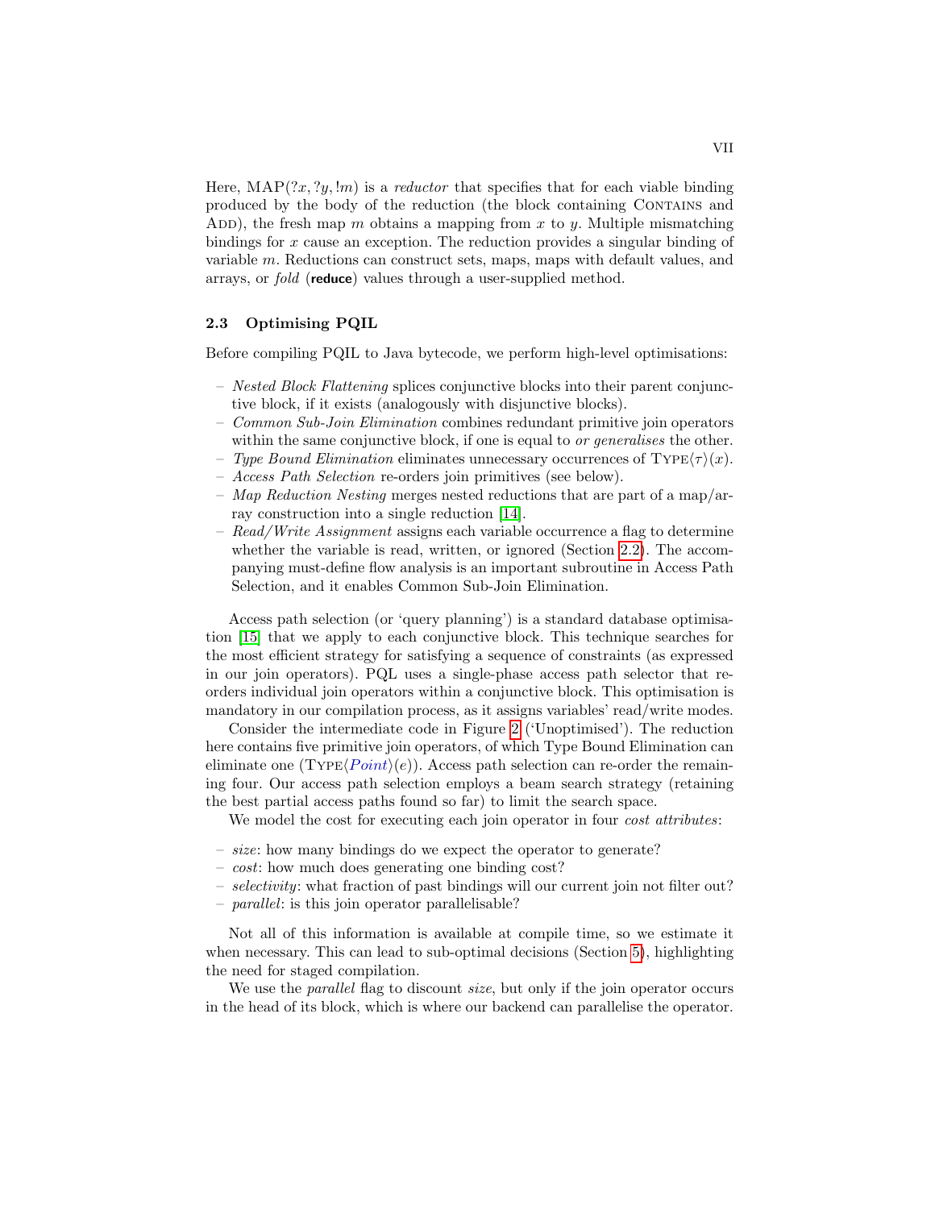Here, $\text{MAP}(?x, ?y, !m)$ is a *reductor* that specifies that for each viable binding produced by the body of the reduction (the block containing CONTAINS and ADD), the fresh map $m$ obtains a mapping from $x$ to $y$. Multiple mismatching bindings for $x$ cause an exception. The reduction provides a singular binding of variable $m$. Reductions can construct sets, maps, maps with default values, and arrays, or *fold* (**reduce**) values through a user-supplied method.

### 2.3 Optimising PQIL

Before compiling PQIL to Java bytecode, we perform high-level optimisations:

- *Nested Block Flattening* splices conjunctive blocks into their parent conjunctive block, if it exists (analogously with disjunctive blocks).
- *Common Sub-Join Elimination* combines redundant primitive join operators within the same conjunctive block, if one is equal to *or generalises* the other.
- *Type Bound Elimination* eliminates unnecessary occurrences of $\text{TYPE}\langle\tau\rangle(x)$.
- *Access Path Selection* re-orders join primitives (see below).
- *Map Reduction Nesting* merges nested reductions that are part of a map/array construction into a single reduction [14].
- *Read/Write Assignment* assigns each variable occurrence a flag to determine whether the variable is read, written, or ignored (Section 2.2). The accompanying must-define flow analysis is an important subroutine in Access Path Selection, and it enables Common Sub-Join Elimination.

Access path selection (or 'query planning') is a standard database optimisation [15] that we apply to each conjunctive block. This technique searches for the most efficient strategy for satisfying a sequence of constraints (as expressed in our join operators). PQL uses a single-phase access path selector that re-orders individual join operators within a conjunctive block. This optimisation is mandatory in our compilation process, as it assigns variables' read/write modes.

Consider the intermediate code in Figure 2 ('Unoptimised'). The reduction here contains five primitive join operators, of which Type Bound Elimination can eliminate one ($\text{TYPE}\langle \textit{Point}\rangle(e)$). Access path selection can re-order the remaining four. Our access path selection employs a beam search strategy (retaining the best partial access paths found so far) to limit the search space.

We model the cost for executing each join operator in four *cost attributes*:

- *size*: how many bindings do we expect the operator to generate?
- *cost*: how much does generating one binding cost?
- *selectivity*: what fraction of past bindings will our current join not filter out?
- *parallel*: is this join operator parallelisable?

Not all of this information is available at compile time, so we estimate it when necessary. This can lead to sub-optimal decisions (Section 5), highlighting the need for staged compilation.

We use the *parallel* flag to discount *size*, but only if the join operator occurs in the head of its block, which is where our backend can parallelise the operator.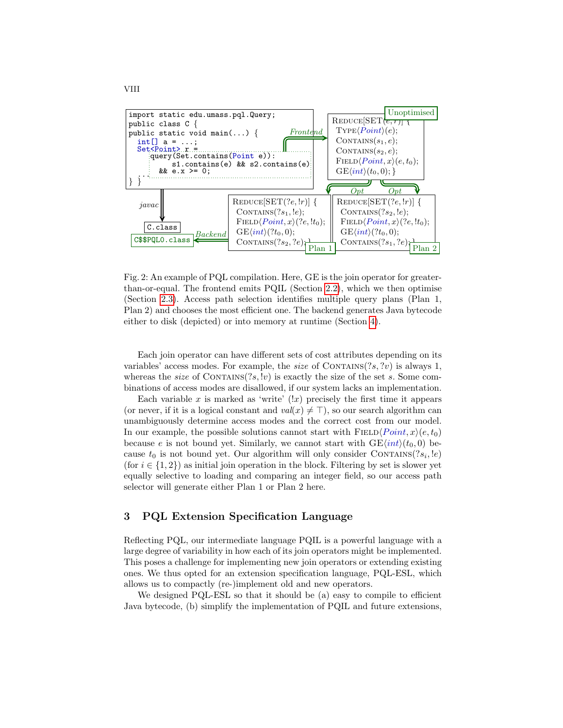```
import static edu.umass.pql.Query;
public class C {
public static void main(...) {
  int[] a = ...;
  Set<Point> r =
    query(Set.contains(Point e)):
        s1.contains(e) && s2.contains(e)
      && e.x >= 0;
  ...
} }
```

Unoptimised (Frontend):

REDUCE[SET$(e, r)$] {
  TYPE⟨*Point*⟩$(e)$;
  CONTAINS$(s_1, e)$;
  CONTAINS$(s_2, e)$;
  FIELD⟨*Point*, $x$⟩$(e, t_0)$;
  GE⟨*int*⟩$(t_0, 0)$; }

Plan 1 (Opt):

REDUCE[SET$(?e, !r)$] {
  CONTAINS$(?s_1, !e)$;
  FIELD⟨*Point*, $x$⟩$(?e, !t_0)$;
  GE⟨*int*⟩$(?t_0, 0)$;
  CONTAINS$(?s_2, ?e)$; }

Plan 2 (Opt):

REDUCE[SET$(?e, !r)$] {
  CONTAINS$(?s_2, !e)$;
  FIELD⟨*Point*, $x$⟩$(?e, !t_0)$;
  GE⟨*int*⟩$(?t_0, 0)$;
  CONTAINS$(?s_1, ?e)$; }

*javac* → `C.class`; *Backend* → `C$$PQL0.class`

Fig. 2: An example of PQL compilation. Here, GE is the join operator for greater-than-or-equal. The frontend emits PQIL (Section 2.2), which we then optimise (Section 2.3). Access path selection identifies multiple query plans (Plan 1, Plan 2) and chooses the most efficient one. The backend generates Java bytecode either to disk (depicted) or into memory at runtime (Section 4).

Each join operator can have different sets of cost attributes depending on its variables' access modes. For example, the *size* of CONTAINS$(?s, ?v)$ is always 1, whereas the *size* of CONTAINS$(?s, !v)$ is exactly the size of the set $s$. Some combinations of access modes are disallowed, if our system lacks an implementation.

Each variable $x$ is marked as 'write' ($!x$) precisely the first time it appears (or never, if it is a logical constant and $val(x) \neq \top$), so our search algorithm can unambiguously determine access modes and the correct cost from our model. In our example, the possible solutions cannot start with FIELD⟨*Point*, $x$⟩$(e, t_0)$ because $e$ is not bound yet. Similarly, we cannot start with GE⟨*int*⟩$(t_0, 0)$ because $t_0$ is not bound yet. Our algorithm will only consider CONTAINS$(?s_i, !e)$ (for $i \in \{1, 2\}$) as initial join operation in the block. Filtering by set is slower yet equally selective to loading and comparing an integer field, so our access path selector will generate either Plan 1 or Plan 2 here.

## 3 PQL Extension Specification Language

Reflecting PQL, our intermediate language PQIL is a powerful language with a large degree of variability in how each of its join operators might be implemented. This poses a challenge for implementing new join operators or extending existing ones. We thus opted for an extension specification language, PQL-ESL, which allows us to compactly (re-)implement old and new operators.

We designed PQL-ESL so that it should be (a) easy to compile to efficient Java bytecode, (b) simplify the implementation of PQIL and future extensions,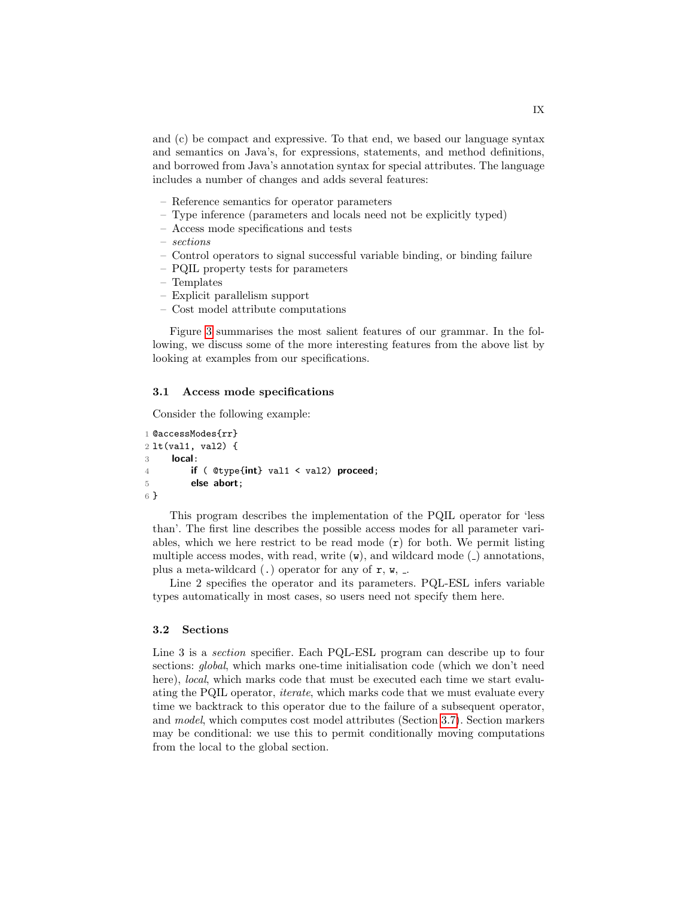and (c) be compact and expressive. To that end, we based our language syntax and semantics on Java's, for expressions, statements, and method definitions, and borrowed from Java's annotation syntax for special attributes. The language includes a number of changes and adds several features:

– Reference semantics for operator parameters
– Type inference (parameters and locals need not be explicitly typed)
– Access mode specifications and tests
– *sections*
– Control operators to signal successful variable binding, or binding failure
– PQIL property tests for parameters
– Templates
– Explicit parallelism support
– Cost model attribute computations

Figure 3 summarises the most salient features of our grammar. In the following, we discuss some of the more interesting features from the above list by looking at examples from our specifications.

### 3.1 Access mode specifications

Consider the following example:

```
1 @accessModes{rr}
2 lt(val1, val2) {
3     local:
4         if ( @type{int} val1 < val2) proceed;
5         else abort;
6 }
```

This program describes the implementation of the PQIL operator for 'less than'. The first line describes the possible access modes for all parameter variables, which we here restrict to be read mode (`r`) for both. We permit listing multiple access modes, with read, write (`w`), and wildcard mode (`_`) annotations, plus a meta-wildcard (`.`) operator for any of `r`, `w`, `_`.

Line 2 specifies the operator and its parameters. PQL-ESL infers variable types automatically in most cases, so users need not specify them here.

### 3.2 Sections

Line 3 is a *section* specifier. Each PQL-ESL program can describe up to four sections: *global*, which marks one-time initialisation code (which we don't need here), *local*, which marks code that must be executed each time we start evaluating the PQIL operator, *iterate*, which marks code that we must evaluate every time we backtrack to this operator due to the failure of a subsequent operator, and *model*, which computes cost model attributes (Section 3.7). Section markers may be conditional: we use this to permit conditionally moving computations from the local to the global section.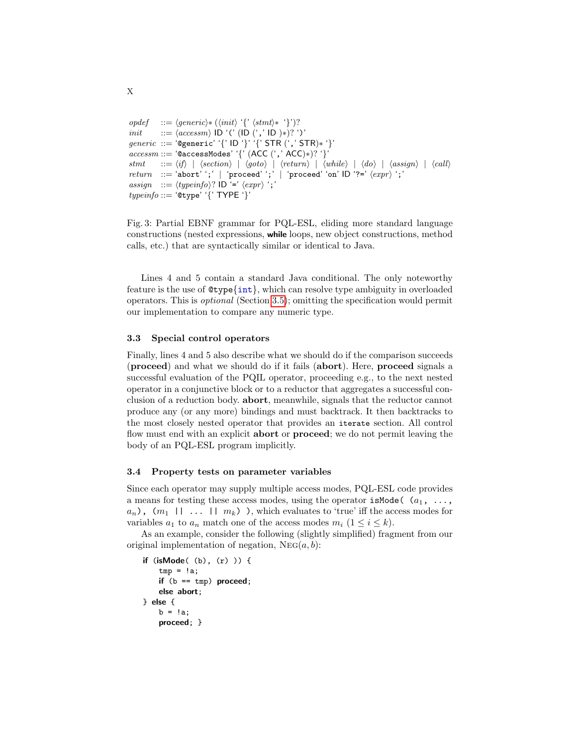```
opdef    ::= ⟨generic⟩* (⟨init⟩ '{' ⟨stmt⟩* '}')?
init     ::= ⟨accessm⟩ ID '(' (ID (',' ID )*)? ')'
generic  ::= '@generic' '{' ID '}' '{' STR (',' STR)* '}'
accessm  ::= '@accessModes' '{' (ACC (',' ACC)*)? '}'
stmt     ::= ⟨if⟩ | ⟨section⟩ | ⟨goto⟩ | ⟨return⟩ | ⟨while⟩ | ⟨do⟩ | ⟨assign⟩ | ⟨call⟩
return   ::= 'abort' ';' | 'proceed' ';' | 'proceed' 'on' ID '?=' ⟨expr⟩ ';'
assign   ::= ⟨typeinfo⟩? ID '=' ⟨expr⟩ ';'
typeinfo ::= '@type' '{' TYPE '}'
```

Fig. 3: Partial EBNF grammar for PQL-ESL, eliding more standard language constructions (nested expressions, **while** loops, new object constructions, method calls, etc.) that are syntactically similar or identical to Java.

Lines 4 and 5 contain a standard Java conditional. The only noteworthy feature is the use of `@type{int}`, which can resolve type ambiguity in overloaded operators. This is *optional* (Section 3.5); omitting the specification would permit our implementation to compare any numeric type.

### 3.3 Special control operators

Finally, lines 4 and 5 also describe what we should do if the comparison succeeds (**proceed**) and what we should do if it fails (**abort**). Here, **proceed** signals a successful evaluation of the PQIL operator, proceeding e.g., to the next nested operator in a conjunctive block or to a reductor that aggregates a successful conclusion of a reduction body. **abort**, meanwhile, signals that the reductor cannot produce any (or any more) bindings and must backtrack. It then backtracks to the most closely nested operator that provides an `iterate` section. All control flow must end with an explicit **abort** or **proceed**; we do not permit leaving the body of an PQL-ESL program implicitly.

### 3.4 Property tests on parameter variables

Since each operator may supply multiple access modes, PQL-ESL code provides a means for testing these access modes, using the operator `isMode(` $(a_1,\ \ldots,\ a_n)$`,` $(m_1\ ||\ \ldots\ ||\ m_k)$ `)`, which evaluates to 'true' iff the access modes for variables $a_1$ to $a_n$ match one of the access modes $m_i$ ($1 \le i \le k$).

As an example, consider the following (slightly simplified) fragment from our original implementation of negation, $\text{Neg}(a, b)$:

```
if (isMode( (b), (r) )) {
    tmp = !a;
    if (b == tmp) proceed;
    else abort;
} else {
    b = !a;
    proceed; }
```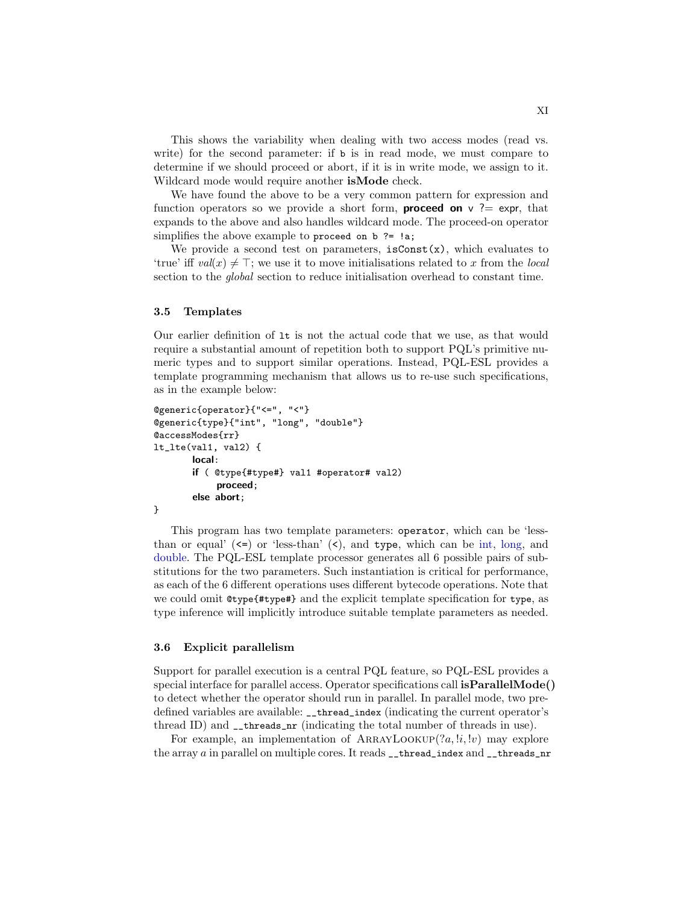This shows the variability when dealing with two access modes (read vs. write) for the second parameter: if `b` is in read mode, we must compare to determine if we should proceed or abort, if it is in write mode, we assign to it. Wildcard mode would require another **isMode** check.

We have found the above to be a very common pattern for expression and function operators so we provide a short form, **proceed on** v ?= expr, that expands to the above and also handles wildcard mode. The proceed-on operator simplifies the above example to `proceed on b ?= !a;`

We provide a second test on parameters, `isConst(x)`, which evaluates to 'true' iff $val(x) \neq \top$; we use it to move initialisations related to $x$ from the *local* section to the *global* section to reduce initialisation overhead to constant time.

### 3.5 Templates

Our earlier definition of `lt` is not the actual code that we use, as that would require a substantial amount of repetition both to support PQL's primitive numeric types and to support similar operations. Instead, PQL-ESL provides a template programming mechanism that allows us to re-use such specifications, as in the example below:

```
@generic{operator}{"<=", "<"}
@generic{type}{"int", "long", "double"}
@accessModes{rr}
lt_lte(val1, val2) {
        local:
        if ( @type{#type#} val1 #operator# val2)
            proceed;
        else abort;
}
```

This program has two template parameters: `operator`, which can be 'less-than or equal' (`<=`) or 'less-than' (`<`), and `type`, which can be int, long, and double. The PQL-ESL template processor generates all 6 possible pairs of substitutions for the two parameters. Such instantiation is critical for performance, as each of the 6 different operations uses different bytecode operations. Note that we could omit `@type{#type#}` and the explicit template specification for `type`, as type inference will implicitly introduce suitable template parameters as needed.

### 3.6 Explicit parallelism

Support for parallel execution is a central PQL feature, so PQL-ESL provides a special interface for parallel access. Operator specifications call **isParallelMode()** to detect whether the operator should run in parallel. In parallel mode, two predefined variables are available: `__thread_index` (indicating the current operator's thread ID) and `__threads_nr` (indicating the total number of threads in use).

For example, an implementation of ArrayLookup$(?a, !i, !v)$ may explore the array $a$ in parallel on multiple cores. It reads `__thread_index` and `__threads_nr`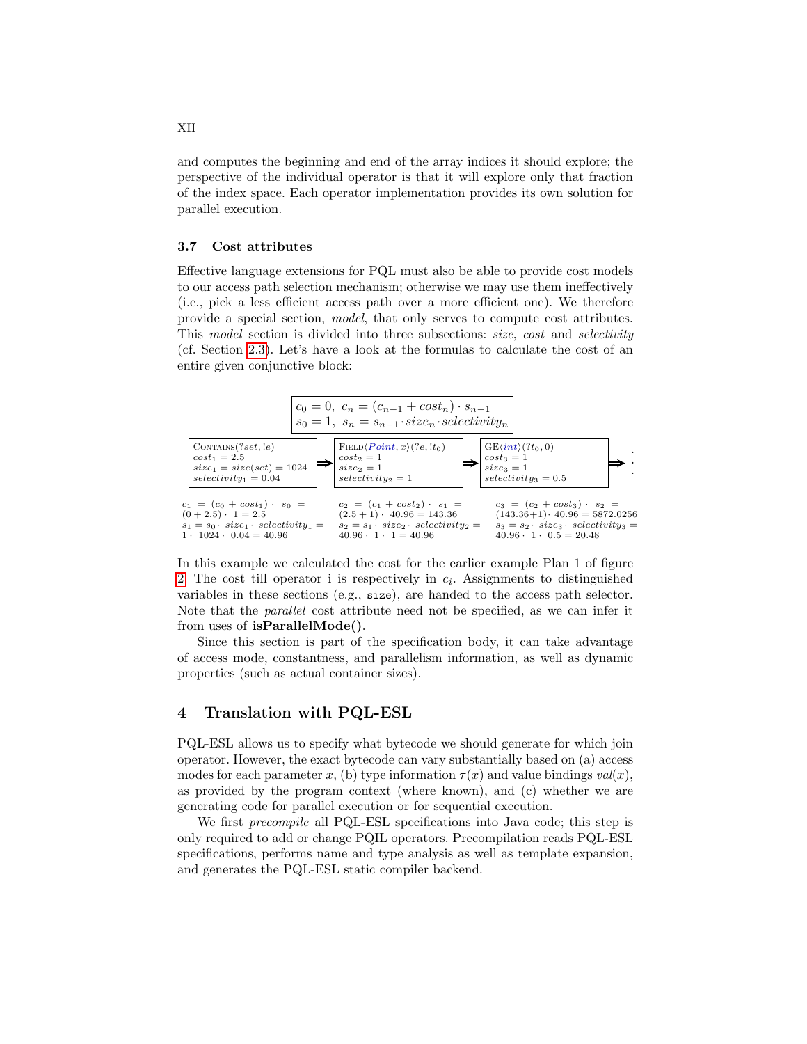and computes the beginning and end of the array indices it should explore; the perspective of the individual operator is that it will explore only that fraction of the index space. Each operator implementation provides its own solution for parallel execution.

### 3.7 Cost attributes

Effective language extensions for PQL must also be able to provide cost models to our access path selection mechanism; otherwise we may use them ineffectively (i.e., pick a less efficient access path over a more efficient one). We therefore provide a special section, *model*, that only serves to compute cost attributes. This *model* section is divided into three subsections: *size*, *cost* and *selectivity* (cf. Section 2.3). Let's have a look at the formulas to calculate the cost of an entire given conjunctive block:

$$c_0 = 0,\ c_n = (c_{n-1} + cost_n) \cdot s_{n-1}$$
$$s_0 = 1,\ s_n = s_{n-1} \cdot size_n \cdot selectivity_n$$

| CONTAINS(?set, !e) | ⇒ | FIELD⟨Point, x⟩(?e, !t₀) | ⇒ | GE⟨int⟩(?t₀, 0) | ⇒ ⋮ |
|---|---|---|---|---|---|
| $cost_1 = 2.5$ | | $cost_2 = 1$ | | $cost_3 = 1$ | |
| $size_1 = size(set) = 1024$ | | $size_2 = 1$ | | $size_3 = 1$ | |
| $selectivity_1 = 0.04$ | | $selectivity_2 = 1$ | | $selectivity_3 = 0.5$ | |
| $c_1 = (c_0 + cost_1) \cdot s_0 = (0 + 2.5) \cdot 1 = 2.5$ | | $c_2 = (c_1 + cost_2) \cdot s_1 = (2.5 + 1) \cdot 40.96 = 143.36$ | | $c_3 = (c_2 + cost_3) \cdot s_2 = (143.36 + 1) \cdot 40.96 = 5872.0256$ | |
| $s_1 = s_0 \cdot size_1 \cdot selectivity_1 = 1 \cdot 1024 \cdot 0.04 = 40.96$ | | $s_2 = s_1 \cdot size_2 \cdot selectivity_2 = 40.96 \cdot 1 \cdot 1 = 40.96$ | | $s_3 = s_2 \cdot size_3 \cdot selectivity_3 = 40.96 \cdot 1 \cdot 0.5 = 20.48$ | |

In this example we calculated the cost for the earlier example Plan 1 of figure 2. The cost till operator i is respectively in $c_i$. Assignments to distinguished variables in these sections (e.g., `size`), are handed to the access path selector. Note that the *parallel* cost attribute need not be specified, as we can infer it from uses of **isParallelMode()**.

Since this section is part of the specification body, it can take advantage of access mode, constantness, and parallelism information, as well as dynamic properties (such as actual container sizes).

## 4 Translation with PQL-ESL

PQL-ESL allows us to specify what bytecode we should generate for which join operator. However, the exact bytecode can vary substantially based on (a) access modes for each parameter $x$, (b) type information $\tau(x)$ and value bindings $val(x)$, as provided by the program context (where known), and (c) whether we are generating code for parallel execution or for sequential execution.

We first *precompile* all PQL-ESL specifications into Java code; this step is only required to add or change PQIL operators. Precompilation reads PQL-ESL specifications, performs name and type analysis as well as template expansion, and generates the PQL-ESL static compiler backend.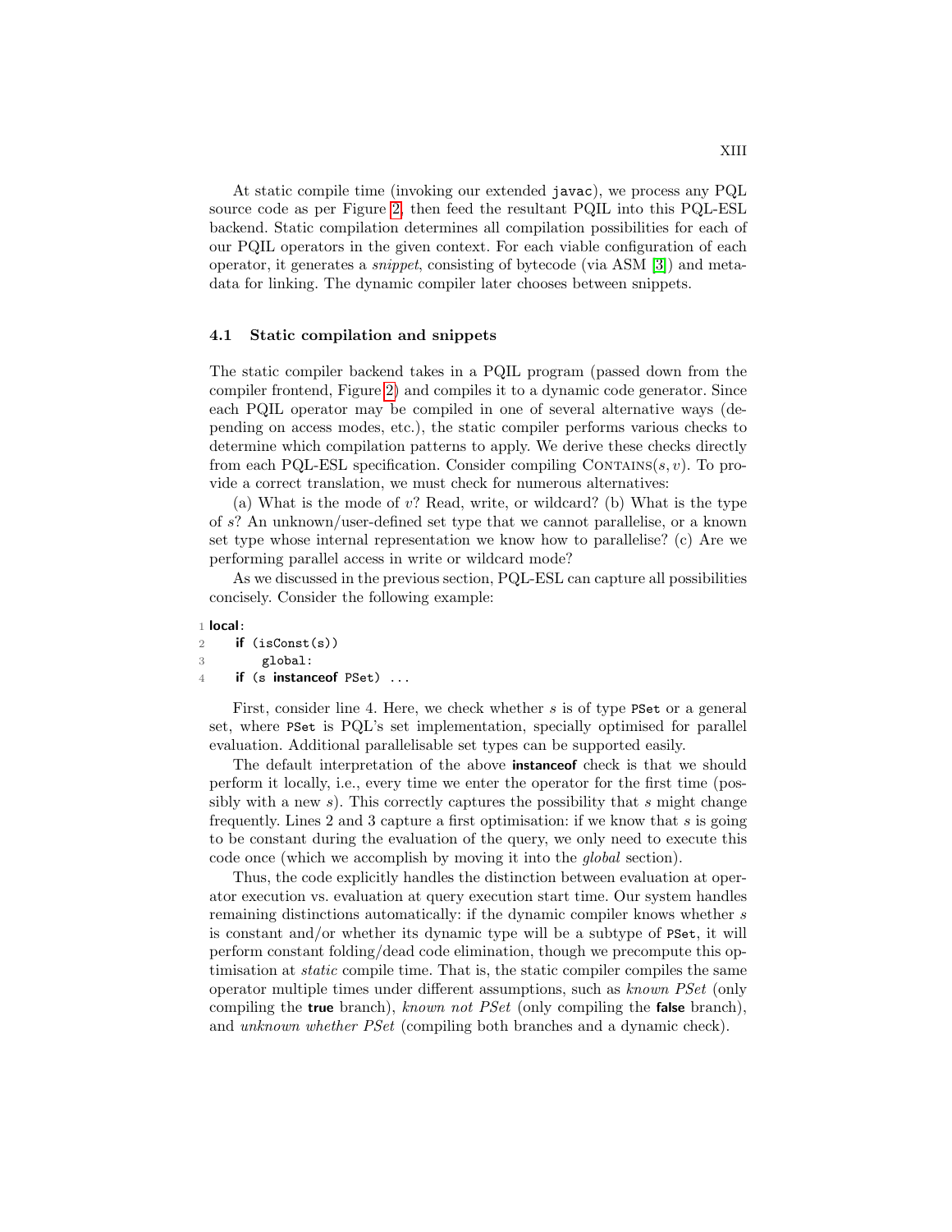At static compile time (invoking our extended `javac`), we process any PQL source code as per Figure 2, then feed the resultant PQIL into this PQL-ESL backend. Static compilation determines all compilation possibilities for each of our PQIL operators in the given context. For each viable configuration of each operator, it generates a *snippet*, consisting of bytecode (via ASM [3]) and metadata for linking. The dynamic compiler later chooses between snippets.

### 4.1 Static compilation and snippets

The static compiler backend takes in a PQIL program (passed down from the compiler frontend, Figure 2) and compiles it to a dynamic code generator. Since each PQIL operator may be compiled in one of several alternative ways (depending on access modes, etc.), the static compiler performs various checks to determine which compilation patterns to apply. We derive these checks directly from each PQL-ESL specification. Consider compiling CONTAINS$(s, v)$. To provide a correct translation, we must check for numerous alternatives:

(a) What is the mode of $v$? Read, write, or wildcard? (b) What is the type of $s$? An unknown/user-defined set type that we cannot parallelise, or a known set type whose internal representation we know how to parallelise? (c) Are we performing parallel access in write or wildcard mode?

As we discussed in the previous section, PQL-ESL can capture all possibilities concisely. Consider the following example:

```
1 local:
2     if (isConst(s))
3         global:
4     if (s instanceof PSet) ...
```

First, consider line 4. Here, we check whether $s$ is of type `PSet` or a general set, where `PSet` is PQL's set implementation, specially optimised for parallel evaluation. Additional parallelisable set types can be supported easily.

The default interpretation of the above **instanceof** check is that we should perform it locally, i.e., every time we enter the operator for the first time (possibly with a new $s$). This correctly captures the possibility that $s$ might change frequently. Lines 2 and 3 capture a first optimisation: if we know that $s$ is going to be constant during the evaluation of the query, we only need to execute this code once (which we accomplish by moving it into the *global* section).

Thus, the code explicitly handles the distinction between evaluation at operator execution vs. evaluation at query execution start time. Our system handles remaining distinctions automatically: if the dynamic compiler knows whether $s$ is constant and/or whether its dynamic type will be a subtype of `PSet`, it will perform constant folding/dead code elimination, though we precompute this optimisation at *static* compile time. That is, the static compiler compiles the same operator multiple times under different assumptions, such as *known PSet* (only compiling the **true** branch), *known not PSet* (only compiling the **false** branch), and *unknown whether PSet* (compiling both branches and a dynamic check).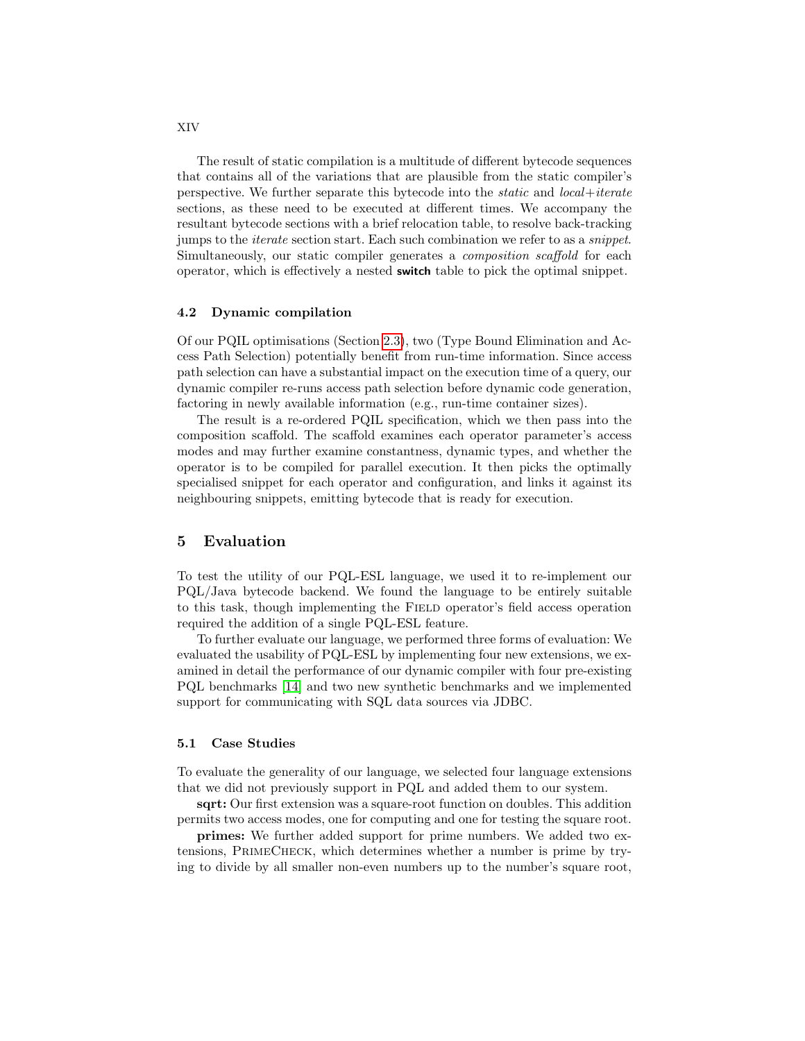The result of static compilation is a multitude of different bytecode sequences that contains all of the variations that are plausible from the static compiler's perspective. We further separate this bytecode into the *static* and *local+iterate* sections, as these need to be executed at different times. We accompany the resultant bytecode sections with a brief relocation table, to resolve back-tracking jumps to the *iterate* section start. Each such combination we refer to as a *snippet*. Simultaneously, our static compiler generates a *composition scaffold* for each operator, which is effectively a nested **switch** table to pick the optimal snippet.

### 4.2 Dynamic compilation

Of our PQIL optimisations (Section 2.3), two (Type Bound Elimination and Access Path Selection) potentially benefit from run-time information. Since access path selection can have a substantial impact on the execution time of a query, our dynamic compiler re-runs access path selection before dynamic code generation, factoring in newly available information (e.g., run-time container sizes).

The result is a re-ordered PQIL specification, which we then pass into the composition scaffold. The scaffold examines each operator parameter's access modes and may further examine constantness, dynamic types, and whether the operator is to be compiled for parallel execution. It then picks the optimally specialised snippet for each operator and configuration, and links it against its neighbouring snippets, emitting bytecode that is ready for execution.

## 5 Evaluation

To test the utility of our PQL-ESL language, we used it to re-implement our PQL/Java bytecode backend. We found the language to be entirely suitable to this task, though implementing the Field operator's field access operation required the addition of a single PQL-ESL feature.

To further evaluate our language, we performed three forms of evaluation: We evaluated the usability of PQL-ESL by implementing four new extensions, we examined in detail the performance of our dynamic compiler with four pre-existing PQL benchmarks [14] and two new synthetic benchmarks and we implemented support for communicating with SQL data sources via JDBC.

### 5.1 Case Studies

To evaluate the generality of our language, we selected four language extensions that we did not previously support in PQL and added them to our system.

**sqrt:** Our first extension was a square-root function on doubles. This addition permits two access modes, one for computing and one for testing the square root.

**primes:** We further added support for prime numbers. We added two extensions, PrimeCheck, which determines whether a number is prime by trying to divide by all smaller non-even numbers up to the number's square root,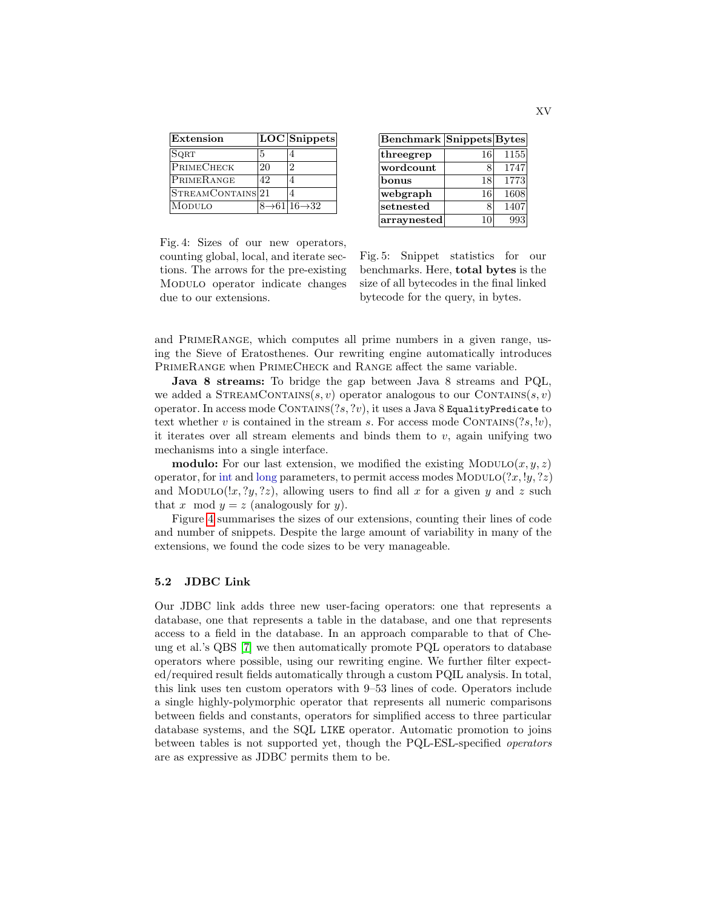| Extension | LOC | Snippets |
|---|---|---|
| Sqrt | 5 | 4 |
| PrimeCheck | 20 | 2 |
| PrimeRange | 42 | 4 |
| StreamContains | 21 | 4 |
| Modulo | 8→61 | 16→32 |

Fig. 4: Sizes of our new operators, counting global, local, and iterate sections. The arrows for the pre-existing Modulo operator indicate changes due to our extensions.

| Benchmark | Snippets | Bytes |
|---|---|---|
| **threegrep** | 16 | 1155 |
| **wordcount** | 8 | 1747 |
| **bonus** | 18 | 1773 |
| **webgraph** | 16 | 1608 |
| **setnested** | 8 | 1407 |
| **arraynested** | 10 | 993 |

Fig. 5: Snippet statistics for our benchmarks. Here, **total bytes** is the size of all bytecodes in the final linked bytecode for the query, in bytes.

and PrimeRange, which computes all prime numbers in a given range, using the Sieve of Eratosthenes. Our rewriting engine automatically introduces PrimeRange when PrimeCheck and Range affect the same variable.

**Java 8 streams:** To bridge the gap between Java 8 streams and PQL, we added a StreamContains$(s, v)$ operator analogous to our Contains$(s, v)$ operator. In access mode Contains$(?s, ?v)$, it uses a Java 8 `EqualityPredicate` to text whether $v$ is contained in the stream $s$. For access mode Contains$(?s, !v)$, it iterates over all stream elements and binds them to $v$, again unifying two mechanisms into a single interface.

**modulo:** For our last extension, we modified the existing Modulo$(x, y, z)$ operator, for int and long parameters, to permit access modes Modulo$(?x, !y, ?z)$ and Modulo$(!x, ?y, ?z)$, allowing users to find all $x$ for a given $y$ and $z$ such that $x \mod y = z$ (analogously for $y$).

Figure 4 summarises the sizes of our extensions, counting their lines of code and number of snippets. Despite the large amount of variability in many of the extensions, we found the code sizes to be very manageable.

### 5.2 JDBC Link

Our JDBC link adds three new user-facing operators: one that represents a database, one that represents a table in the database, and one that represents access to a field in the database. In an approach comparable to that of Cheung et al.'s QBS [7] we then automatically promote PQL operators to database operators where possible, using our rewriting engine. We further filter expected/required result fields automatically through a custom PQIL analysis. In total, this link uses ten custom operators with 9–53 lines of code. Operators include a single highly-polymorphic operator that represents all numeric comparisons between fields and constants, operators for simplified access to three particular database systems, and the SQL `LIKE` operator. Automatic promotion to joins between tables is not supported yet, though the PQL-ESL-specified *operators* are as expressive as JDBC permits them to be.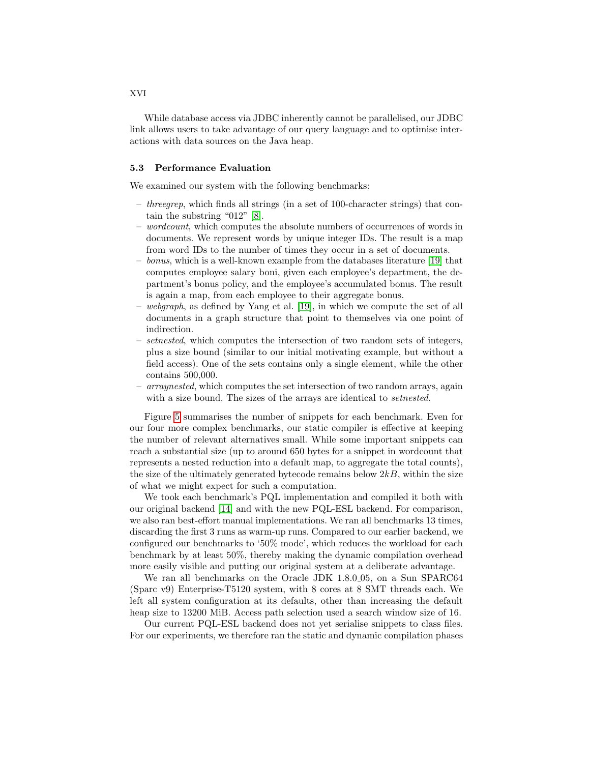While database access via JDBC inherently cannot be parallelised, our JDBC link allows users to take advantage of our query language and to optimise interactions with data sources on the Java heap.

### 5.3 Performance Evaluation

We examined our system with the following benchmarks:

- *threegrep*, which finds all strings (in a set of 100-character strings) that contain the substring "012" [8].
- *wordcount*, which computes the absolute numbers of occurrences of words in documents. We represent words by unique integer IDs. The result is a map from word IDs to the number of times they occur in a set of documents.
- *bonus*, which is a well-known example from the databases literature [19] that computes employee salary boni, given each employee's department, the department's bonus policy, and the employee's accumulated bonus. The result is again a map, from each employee to their aggregate bonus.
- *webgraph*, as defined by Yang et al. [19], in which we compute the set of all documents in a graph structure that point to themselves via one point of indirection.
- *setnested*, which computes the intersection of two random sets of integers, plus a size bound (similar to our initial motivating example, but without a field access). One of the sets contains only a single element, while the other contains 500,000.
- *arraynested*, which computes the set intersection of two random arrays, again with a size bound. The sizes of the arrays are identical to *setnested*.

Figure 5 summarises the number of snippets for each benchmark. Even for our four more complex benchmarks, our static compiler is effective at keeping the number of relevant alternatives small. While some important snippets can reach a substantial size (up to around 650 bytes for a snippet in wordcount that represents a nested reduction into a default map, to aggregate the total counts), the size of the ultimately generated bytecode remains below $2kB$, within the size of what we might expect for such a computation.

We took each benchmark's PQL implementation and compiled it both with our original backend [14] and with the new PQL-ESL backend. For comparison, we also ran best-effort manual implementations. We ran all benchmarks 13 times, discarding the first 3 runs as warm-up runs. Compared to our earlier backend, we configured our benchmarks to '50% mode', which reduces the workload for each benchmark by at least 50%, thereby making the dynamic compilation overhead more easily visible and putting our original system at a deliberate advantage.

We ran all benchmarks on the Oracle JDK 1.8.0_05, on a Sun SPARC64 (Sparc v9) Enterprise-T5120 system, with 8 cores at 8 SMT threads each. We left all system configuration at its defaults, other than increasing the default heap size to 13200 MiB. Access path selection used a search window size of 16.

Our current PQL-ESL backend does not yet serialise snippets to class files. For our experiments, we therefore ran the static and dynamic compilation phases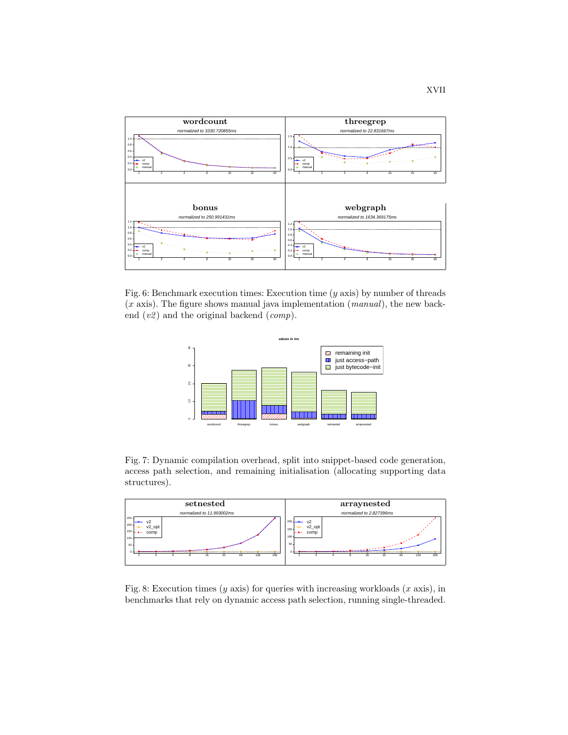Fig. 6: Benchmark execution times: Execution time ($y$ axis) by number of threads ($x$ axis). The figure shows manual java implementation (*manual*), the new backend (*v2*) and the original backend (*comp*).

Fig. 7: Dynamic compilation overhead, split into snippet-based code generation, access path selection, and remaining initialisation (allocating supporting data structures).

Fig. 8: Execution times ($y$ axis) for queries with increasing workloads ($x$ axis), in benchmarks that rely on dynamic access path selection, running single-threaded.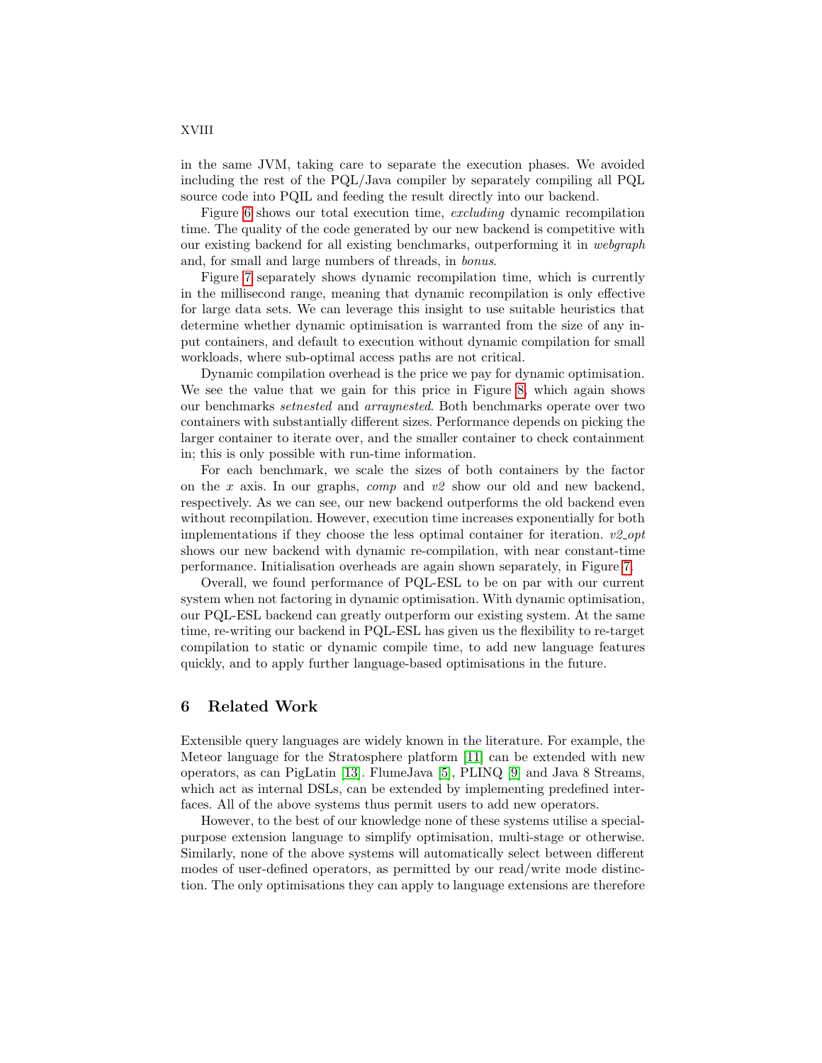in the same JVM, taking care to separate the execution phases. We avoided including the rest of the PQL/Java compiler by separately compiling all PQL source code into PQIL and feeding the result directly into our backend.

Figure 6 shows our total execution time, *excluding* dynamic recompilation time. The quality of the code generated by our new backend is competitive with our existing backend for all existing benchmarks, outperforming it in *webgraph* and, for small and large numbers of threads, in *bonus*.

Figure 7 separately shows dynamic recompilation time, which is currently in the millisecond range, meaning that dynamic recompilation is only effective for large data sets. We can leverage this insight to use suitable heuristics that determine whether dynamic optimisation is warranted from the size of any input containers, and default to execution without dynamic compilation for small workloads, where sub-optimal access paths are not critical.

Dynamic compilation overhead is the price we pay for dynamic optimisation. We see the value that we gain for this price in Figure 8, which again shows our benchmarks *setnested* and *arraynested*. Both benchmarks operate over two containers with substantially different sizes. Performance depends on picking the larger container to iterate over, and the smaller container to check containment in; this is only possible with run-time information.

For each benchmark, we scale the sizes of both containers by the factor on the $x$ axis. In our graphs, *comp* and *v2* show our old and new backend, respectively. As we can see, our new backend outperforms the old backend even without recompilation. However, execution time increases exponentially for both implementations if they choose the less optimal container for iteration. *v2_opt* shows our new backend with dynamic re-compilation, with near constant-time performance. Initialisation overheads are again shown separately, in Figure 7.

Overall, we found performance of PQL-ESL to be on par with our current system when not factoring in dynamic optimisation. With dynamic optimisation, our PQL-ESL backend can greatly outperform our existing system. At the same time, re-writing our backend in PQL-ESL has given us the flexibility to re-target compilation to static or dynamic compile time, to add new language features quickly, and to apply further language-based optimisations in the future.

## 6 Related Work

Extensible query languages are widely known in the literature. For example, the Meteor language for the Stratosphere platform [11] can be extended with new operators, as can PigLatin [13]. FlumeJava [5], PLINQ [9] and Java 8 Streams, which act as internal DSLs, can be extended by implementing predefined interfaces. All of the above systems thus permit users to add new operators.

However, to the best of our knowledge none of these systems utilise a special-purpose extension language to simplify optimisation, multi-stage or otherwise. Similarly, none of the above systems will automatically select between different modes of user-defined operators, as permitted by our read/write mode distinction. The only optimisations they can apply to language extensions are therefore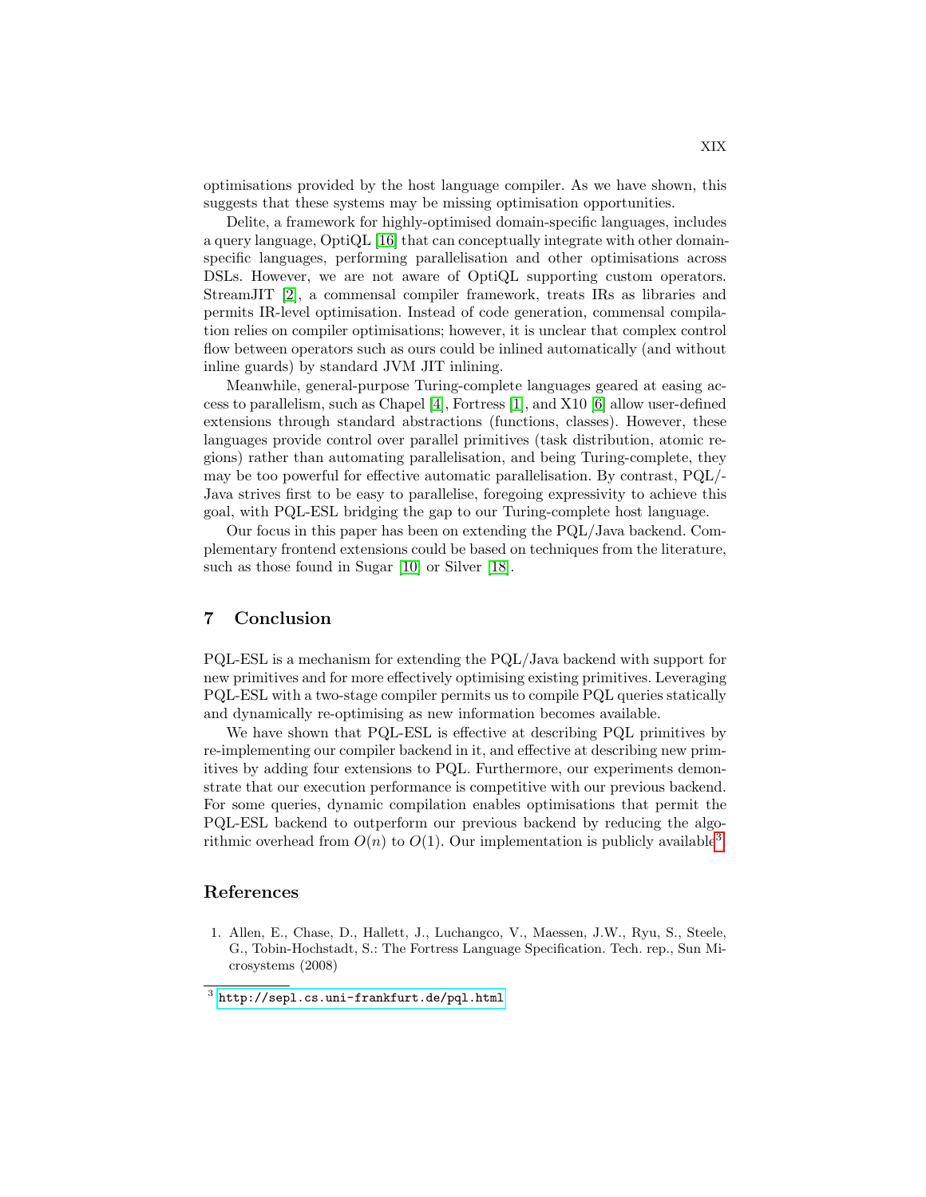optimisations provided by the host language compiler. As we have shown, this suggests that these systems may be missing optimisation opportunities.

Delite, a framework for highly-optimised domain-specific languages, includes a query language, OptiQL [16] that can conceptually integrate with other domain-specific languages, performing parallelisation and other optimisations across DSLs. However, we are not aware of OptiQL supporting custom operators. StreamJIT [2], a commensal compiler framework, treats IRs as libraries and permits IR-level optimisation. Instead of code generation, commensal compilation relies on compiler optimisations; however, it is unclear that complex control flow between operators such as ours could be inlined automatically (and without inline guards) by standard JVM JIT inlining.

Meanwhile, general-purpose Turing-complete languages geared at easing access to parallelism, such as Chapel [4], Fortress [1], and X10 [6] allow user-defined extensions through standard abstractions (functions, classes). However, these languages provide control over parallel primitives (task distribution, atomic regions) rather than automating parallelisation, and being Turing-complete, they may be too powerful for effective automatic parallelisation. By contrast, PQL/-Java strives first to be easy to parallelise, foregoing expressivity to achieve this goal, with PQL-ESL bridging the gap to our Turing-complete host language.

Our focus in this paper has been on extending the PQL/Java backend. Complementary frontend extensions could be based on techniques from the literature, such as those found in Sugar [10] or Silver [18].

## 7 Conclusion

PQL-ESL is a mechanism for extending the PQL/Java backend with support for new primitives and for more effectively optimising existing primitives. Leveraging PQL-ESL with a two-stage compiler permits us to compile PQL queries statically and dynamically re-optimising as new information becomes available.

We have shown that PQL-ESL is effective at describing PQL primitives by re-implementing our compiler backend in it, and effective at describing new primitives by adding four extensions to PQL. Furthermore, our experiments demonstrate that our execution performance is competitive with our previous backend. For some queries, dynamic compilation enables optimisations that permit the PQL-ESL backend to outperform our previous backend by reducing the algorithmic overhead from $O(n)$ to $O(1)$. Our implementation is publicly available[3].

## References

1. Allen, E., Chase, D., Hallett, J., Luchangco, V., Maessen, J.W., Ryu, S., Steele, G., Tobin-Hochstadt, S.: The Fortress Language Specification. Tech. rep., Sun Microsystems (2008)

[3] http://sepl.cs.uni-frankfurt.de/pql.html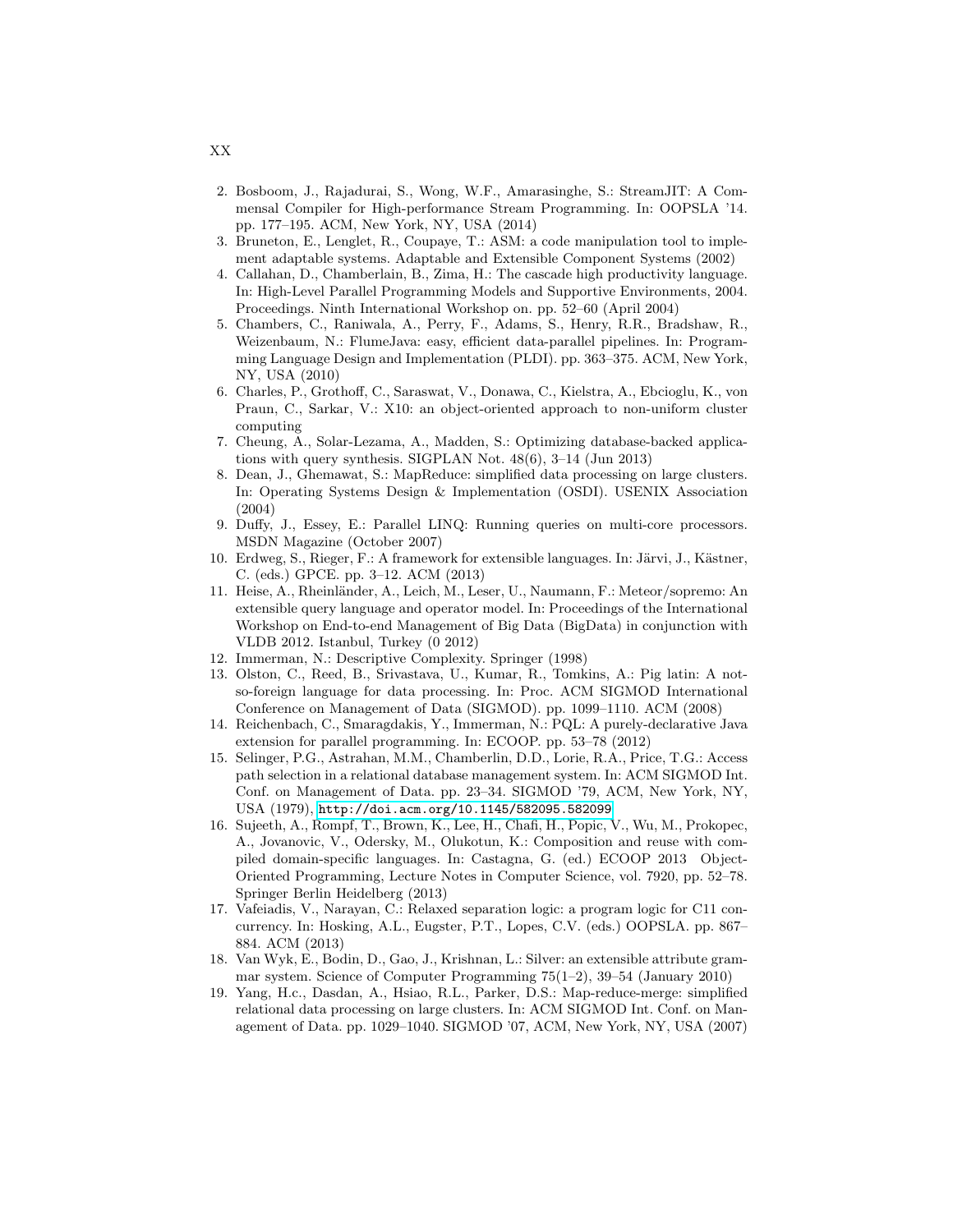2. Bosboom, J., Rajadurai, S., Wong, W.F., Amarasinghe, S.: StreamJIT: A Commensal Compiler for High-performance Stream Programming. In: OOPSLA '14. pp. 177–195. ACM, New York, NY, USA (2014)
3. Bruneton, E., Lenglet, R., Coupaye, T.: ASM: a code manipulation tool to implement adaptable systems. Adaptable and Extensible Component Systems (2002)
4. Callahan, D., Chamberlain, B., Zima, H.: The cascade high productivity language. In: High-Level Parallel Programming Models and Supportive Environments, 2004. Proceedings. Ninth International Workshop on. pp. 52–60 (April 2004)
5. Chambers, C., Raniwala, A., Perry, F., Adams, S., Henry, R.R., Bradshaw, R., Weizenbaum, N.: FlumeJava: easy, efficient data-parallel pipelines. In: Programming Language Design and Implementation (PLDI). pp. 363–375. ACM, New York, NY, USA (2010)
6. Charles, P., Grothoff, C., Saraswat, V., Donawa, C., Kielstra, A., Ebcioglu, K., von Praun, C., Sarkar, V.: X10: an object-oriented approach to non-uniform cluster computing
7. Cheung, A., Solar-Lezama, A., Madden, S.: Optimizing database-backed applications with query synthesis. SIGPLAN Not. 48(6), 3–14 (Jun 2013)
8. Dean, J., Ghemawat, S.: MapReduce: simplified data processing on large clusters. In: Operating Systems Design & Implementation (OSDI). USENIX Association (2004)
9. Duffy, J., Essey, E.: Parallel LINQ: Running queries on multi-core processors. MSDN Magazine (October 2007)
10. Erdweg, S., Rieger, F.: A framework for extensible languages. In: Järvi, J., Kästner, C. (eds.) GPCE. pp. 3–12. ACM (2013)
11. Heise, A., Rheinländer, A., Leich, M., Leser, U., Naumann, F.: Meteor/sopremo: An extensible query language and operator model. In: Proceedings of the International Workshop on End-to-end Management of Big Data (BigData) in conjunction with VLDB 2012. Istanbul, Turkey (0 2012)
12. Immerman, N.: Descriptive Complexity. Springer (1998)
13. Olston, C., Reed, B., Srivastava, U., Kumar, R., Tomkins, A.: Pig latin: A not-so-foreign language for data processing. In: Proc. ACM SIGMOD International Conference on Management of Data (SIGMOD). pp. 1099–1110. ACM (2008)
14. Reichenbach, C., Smaragdakis, Y., Immerman, N.: PQL: A purely-declarative Java extension for parallel programming. In: ECOOP. pp. 53–78 (2012)
15. Selinger, P.G., Astrahan, M.M., Chamberlin, D.D., Lorie, R.A., Price, T.G.: Access path selection in a relational database management system. In: ACM SIGMOD Int. Conf. on Management of Data. pp. 23–34. SIGMOD '79, ACM, New York, NY, USA (1979), http://doi.acm.org/10.1145/582095.582099
16. Sujeeth, A., Rompf, T., Brown, K., Lee, H., Chafi, H., Popic, V., Wu, M., Prokopec, A., Jovanovic, V., Odersky, M., Olukotun, K.: Composition and reuse with compiled domain-specific languages. In: Castagna, G. (ed.) ECOOP 2013 Object-Oriented Programming, Lecture Notes in Computer Science, vol. 7920, pp. 52–78. Springer Berlin Heidelberg (2013)
17. Vafeiadis, V., Narayan, C.: Relaxed separation logic: a program logic for C11 concurrency. In: Hosking, A.L., Eugster, P.T., Lopes, C.V. (eds.) OOPSLA. pp. 867–884. ACM (2013)
18. Van Wyk, E., Bodin, D., Gao, J., Krishnan, L.: Silver: an extensible attribute grammar system. Science of Computer Programming 75(1–2), 39–54 (January 2010)
19. Yang, H.c., Dasdan, A., Hsiao, R.L., Parker, D.S.: Map-reduce-merge: simplified relational data processing on large clusters. In: ACM SIGMOD Int. Conf. on Management of Data. pp. 1029–1040. SIGMOD '07, ACM, New York, NY, USA (2007)